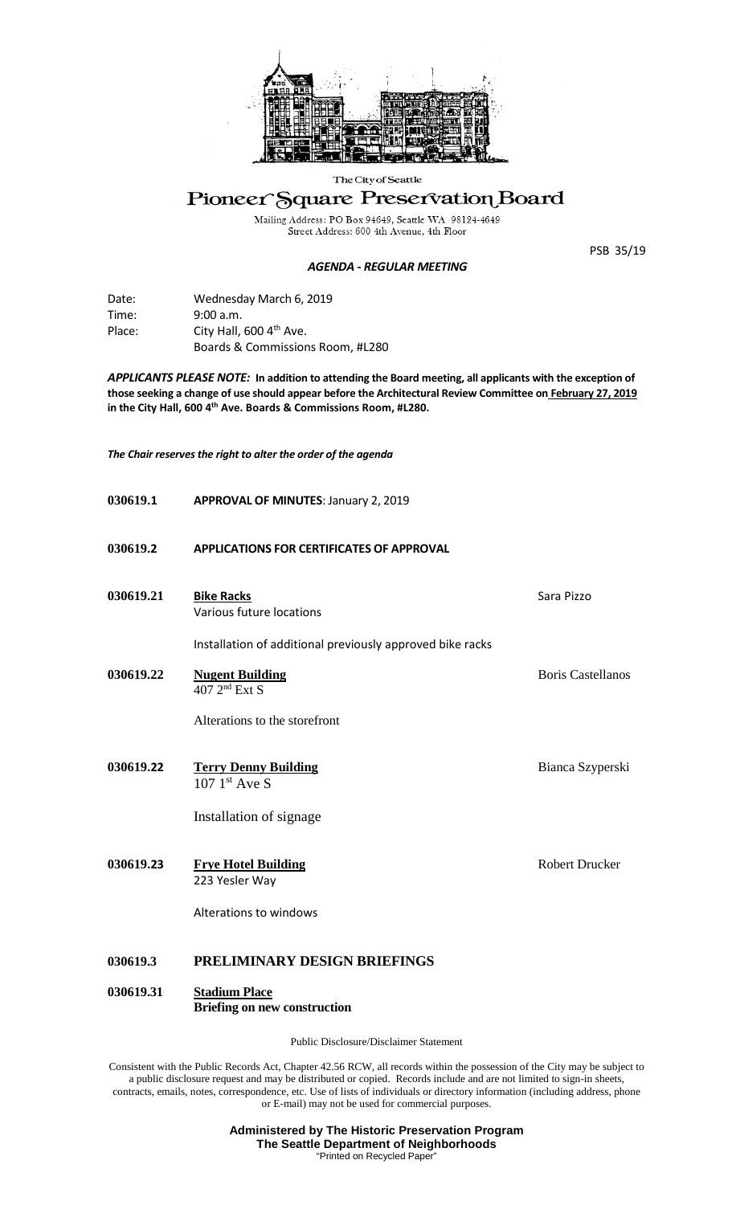The City of Seattle

# Pioneer Square Preservation Board

Mailing Address: PO Box 94649, Seattle WA 98124-4649
Street Address: 600 4th Avenue, 4th Floor

PSB 35/19

## *AGENDA - REGULAR MEETING*

Date: Wednesday March 6, 2019
Time: 9:00 a.m.
Place: City Hall, 600 4th Ave.
Boards & Commissions Room, #L280

***APPLICANTS PLEASE NOTE:*** **In addition to attending the Board meeting, all applicants with the exception of those seeking a change of use should appear before the Architectural Review Committee on February 27, 2019 in the City Hall, 600 4th Ave. Boards & Commissions Room, #L280.**

***The Chair reserves the right to alter the order of the agenda***

**030619.1** **APPROVAL OF MINUTES**: January 2, 2019

**030619.2** **APPLICATIONS FOR CERTIFICATES OF APPROVAL**

**030619.21** **Bike Racks** — Sara Pizzo
Various future locations

Installation of additional previously approved bike racks

**030619.22** **Nugent Building** — Boris Castellanos
407 2nd Ext S

Alterations to the storefront

**030619.22** **Terry Denny Building** — Bianca Szyperski
107 1st Ave S

Installation of signage

**030619.23** **Frye Hotel Building** — Robert Drucker
223 Yesler Way

Alterations to windows

**030619.3** **PRELIMINARY DESIGN BRIEFINGS**

**030619.31** **Stadium Place**
**Briefing on new construction**

Public Disclosure/Disclaimer Statement

Consistent with the Public Records Act, Chapter 42.56 RCW, all records within the possession of the City may be subject to a public disclosure request and may be distributed or copied. Records include and are not limited to sign-in sheets, contracts, emails, notes, correspondence, etc. Use of lists of individuals or directory information (including address, phone or E-mail) may not be used for commercial purposes.

**Administered by The Historic Preservation Program**
**The Seattle Department of Neighborhoods**
"Printed on Recycled Paper"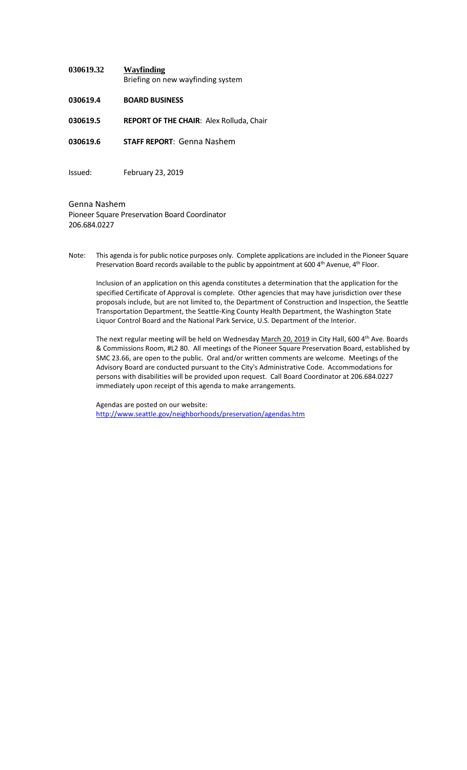**030619.32** **<u>Wayfinding</u>**
Briefing on new wayfinding system

**030619.4** **BOARD BUSINESS**

**030619.5** **REPORT OF THE CHAIR**: Alex Rolluda, Chair

**030619.6** **STAFF REPORT**: Genna Nashem

Issued: February 23, 2019

Genna Nashem
Pioneer Square Preservation Board Coordinator
206.684.0227

Note: This agenda is for public notice purposes only. Complete applications are included in the Pioneer Square Preservation Board records available to the public by appointment at 600 4th Avenue, 4th Floor.

Inclusion of an application on this agenda constitutes a determination that the application for the specified Certificate of Approval is complete. Other agencies that may have jurisdiction over these proposals include, but are not limited to, the Department of Construction and Inspection, the Seattle Transportation Department, the Seattle-King County Health Department, the Washington State Liquor Control Board and the National Park Service, U.S. Department of the Interior.

The next regular meeting will be held on Wednesday <u>March 20, 2019</u> in City Hall, 600 4th Ave. Boards & Commissions Room, #L2 80. All meetings of the Pioneer Square Preservation Board, established by SMC 23.66, are open to the public. Oral and/or written comments are welcome. Meetings of the Advisory Board are conducted pursuant to the City's Administrative Code. Accommodations for persons with disabilities will be provided upon request. Call Board Coordinator at 206.684.0227 immediately upon receipt of this agenda to make arrangements.

Agendas are posted on our website:
http://www.seattle.gov/neighborhoods/preservation/agendas.htm